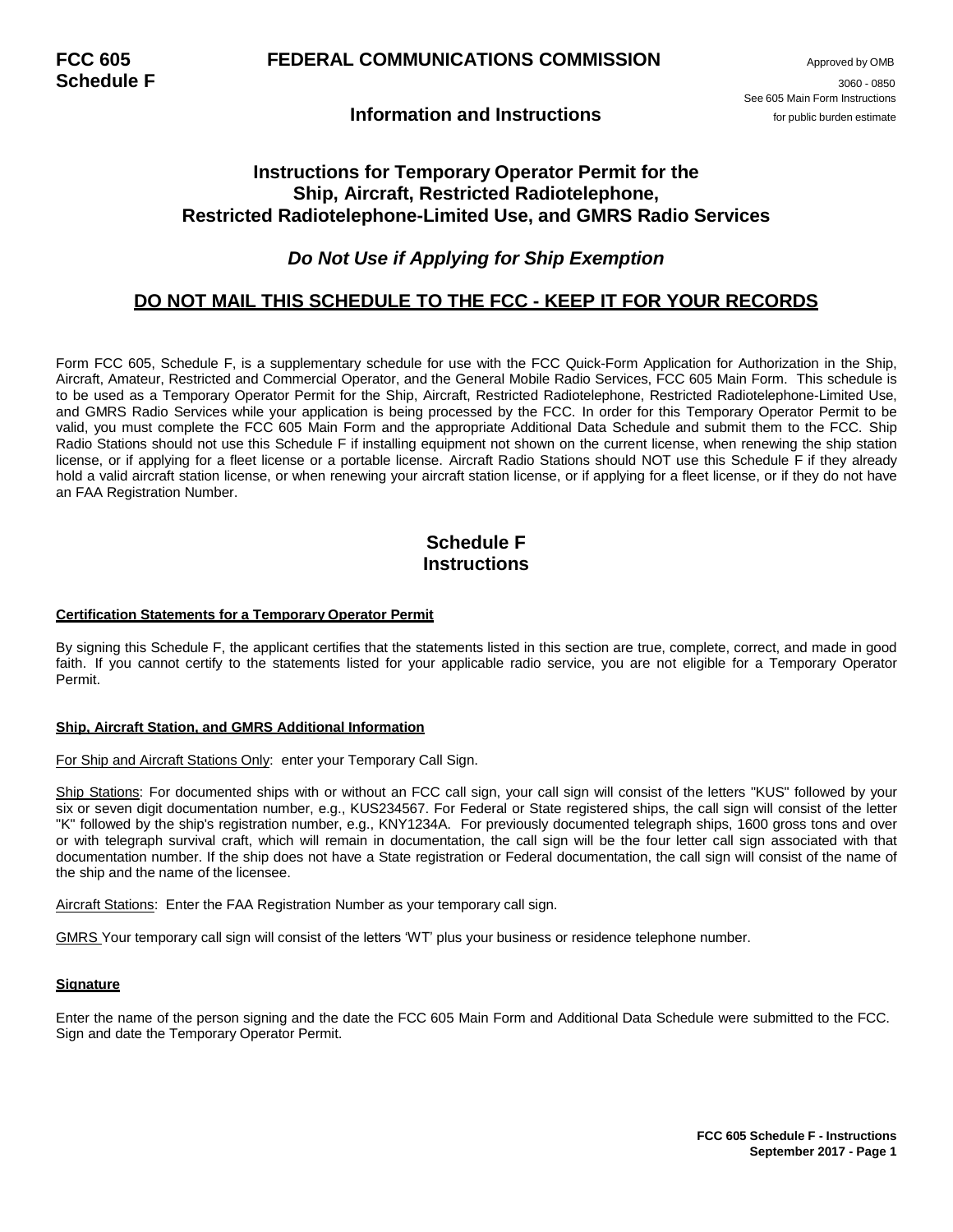**FCC 605**
**Schedule F**

# FEDERAL COMMUNICATIONS COMMISSION

Approved by OMB
3060 - 0850
See 605 Main Form Instructions
for public burden estimate

## Information and Instructions

## Instructions for Temporary Operator Permit for the Ship, Aircraft, Restricted Radiotelephone, Restricted Radiotelephone-Limited Use, and GMRS Radio Services

## *Do Not Use if Applying for Ship Exemption*

## DO NOT MAIL THIS SCHEDULE TO THE FCC - KEEP IT FOR YOUR RECORDS

Form FCC 605, Schedule F, is a supplementary schedule for use with the FCC Quick-Form Application for Authorization in the Ship, Aircraft, Amateur, Restricted and Commercial Operator, and the General Mobile Radio Services, FCC 605 Main Form. This schedule is to be used as a Temporary Operator Permit for the Ship, Aircraft, Restricted Radiotelephone, Restricted Radiotelephone-Limited Use, and GMRS Radio Services while your application is being processed by the FCC. In order for this Temporary Operator Permit to be valid, you must complete the FCC 605 Main Form and the appropriate Additional Data Schedule and submit them to the FCC. Ship Radio Stations should not use this Schedule F if installing equipment not shown on the current license, when renewing the ship station license, or if applying for a fleet license or a portable license. Aircraft Radio Stations should NOT use this Schedule F if they already hold a valid aircraft station license, or when renewing your aircraft station license, or if applying for a fleet license, or if they do not have an FAA Registration Number.

## Schedule F Instructions

**Certification Statements for a Temporary Operator Permit**

By signing this Schedule F, the applicant certifies that the statements listed in this section are true, complete, correct, and made in good faith. If you cannot certify to the statements listed for your applicable radio service, you are not eligible for a Temporary Operator Permit.

**Ship, Aircraft Station, and GMRS Additional Information**

For Ship and Aircraft Stations Only: enter your Temporary Call Sign.

Ship Stations: For documented ships with or without an FCC call sign, your call sign will consist of the letters "KUS" followed by your six or seven digit documentation number, e.g., KUS234567. For Federal or State registered ships, the call sign will consist of the letter "K" followed by the ship's registration number, e.g., KNY1234A. For previously documented telegraph ships, 1600 gross tons and over or with telegraph survival craft, which will remain in documentation, the call sign will be the four letter call sign associated with that documentation number. If the ship does not have a State registration or Federal documentation, the call sign will consist of the name of the ship and the name of the licensee.

Aircraft Stations: Enter the FAA Registration Number as your temporary call sign.

GMRS Your temporary call sign will consist of the letters 'WT' plus your business or residence telephone number.

**Signature**

Enter the name of the person signing and the date the FCC 605 Main Form and Additional Data Schedule were submitted to the FCC. Sign and date the Temporary Operator Permit.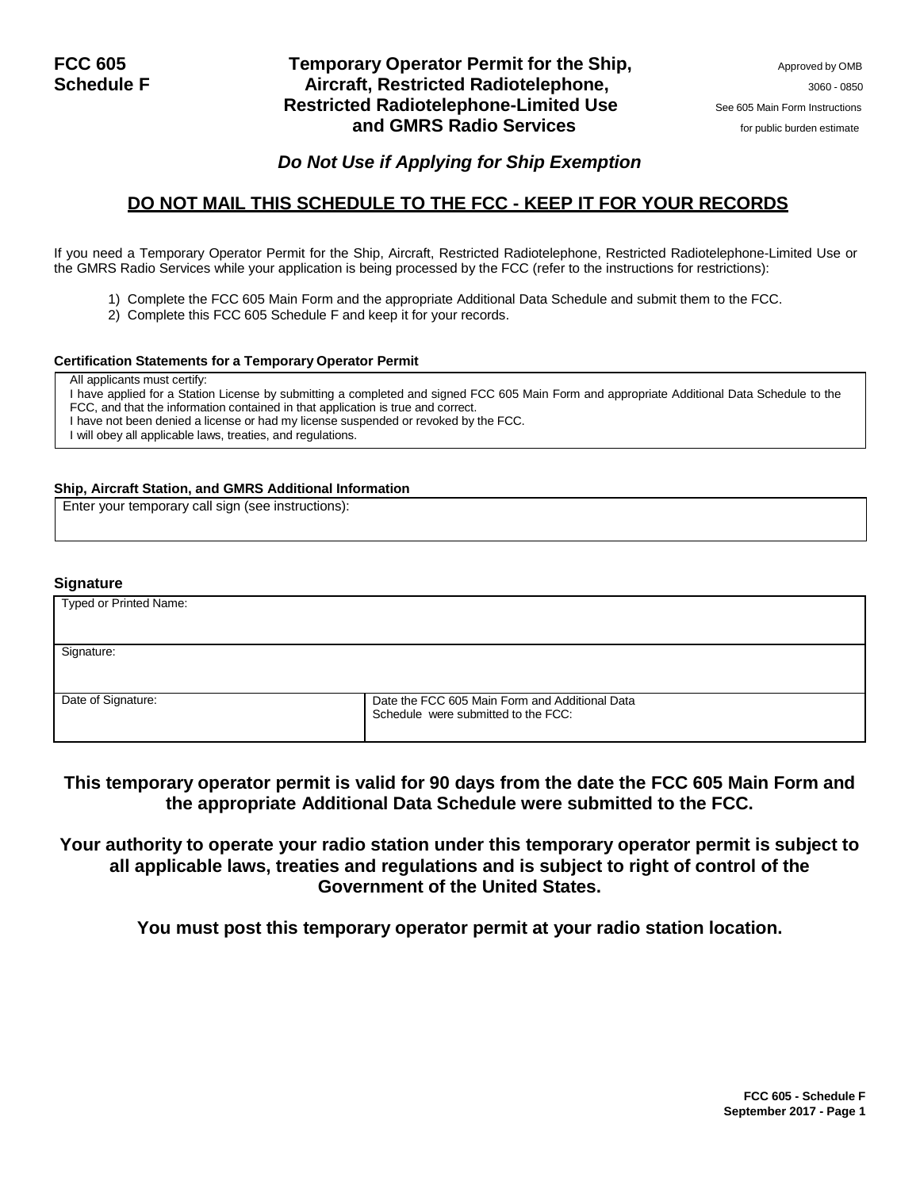**FCC 605**
**Schedule F**

# Temporary Operator Permit for the Ship, Aircraft, Restricted Radiotelephone, Restricted Radiotelephone-Limited Use and GMRS Radio Services

Approved by OMB
3060 - 0850
See 605 Main Form Instructions
for public burden estimate

***Do Not Use if Applying for Ship Exemption***

## DO NOT MAIL THIS SCHEDULE TO THE FCC - KEEP IT FOR YOUR RECORDS

If you need a Temporary Operator Permit for the Ship, Aircraft, Restricted Radiotelephone, Restricted Radiotelephone-Limited Use or the GMRS Radio Services while your application is being processed by the FCC (refer to the instructions for restrictions):

1) Complete the FCC 605 Main Form and the appropriate Additional Data Schedule and submit them to the FCC.
2) Complete this FCC 605 Schedule F and keep it for your records.

**Certification Statements for a Temporary Operator Permit**

All applicants must certify:
I have applied for a Station License by submitting a completed and signed FCC 605 Main Form and appropriate Additional Data Schedule to the FCC, and that the information contained in that application is true and correct.
I have not been denied a license or had my license suspended or revoked by the FCC.
I will obey all applicable laws, treaties, and regulations.

**Ship, Aircraft Station, and GMRS Additional Information**

Enter your temporary call sign (see instructions):

**Signature**

| | |
|---|---|
| Typed or Printed Name: | |
| Signature: | |
| Date of Signature: | Date the FCC 605 Main Form and Additional Data Schedule were submitted to the FCC: |

**This temporary operator permit is valid for 90 days from the date the FCC 605 Main Form and the appropriate Additional Data Schedule were submitted to the FCC.**

**Your authority to operate your radio station under this temporary operator permit is subject to all applicable laws, treaties and regulations and is subject to right of control of the Government of the United States.**

**You must post this temporary operator permit at your radio station location.**

**FCC 605 - Schedule F**
**September 2017 - Page 1**